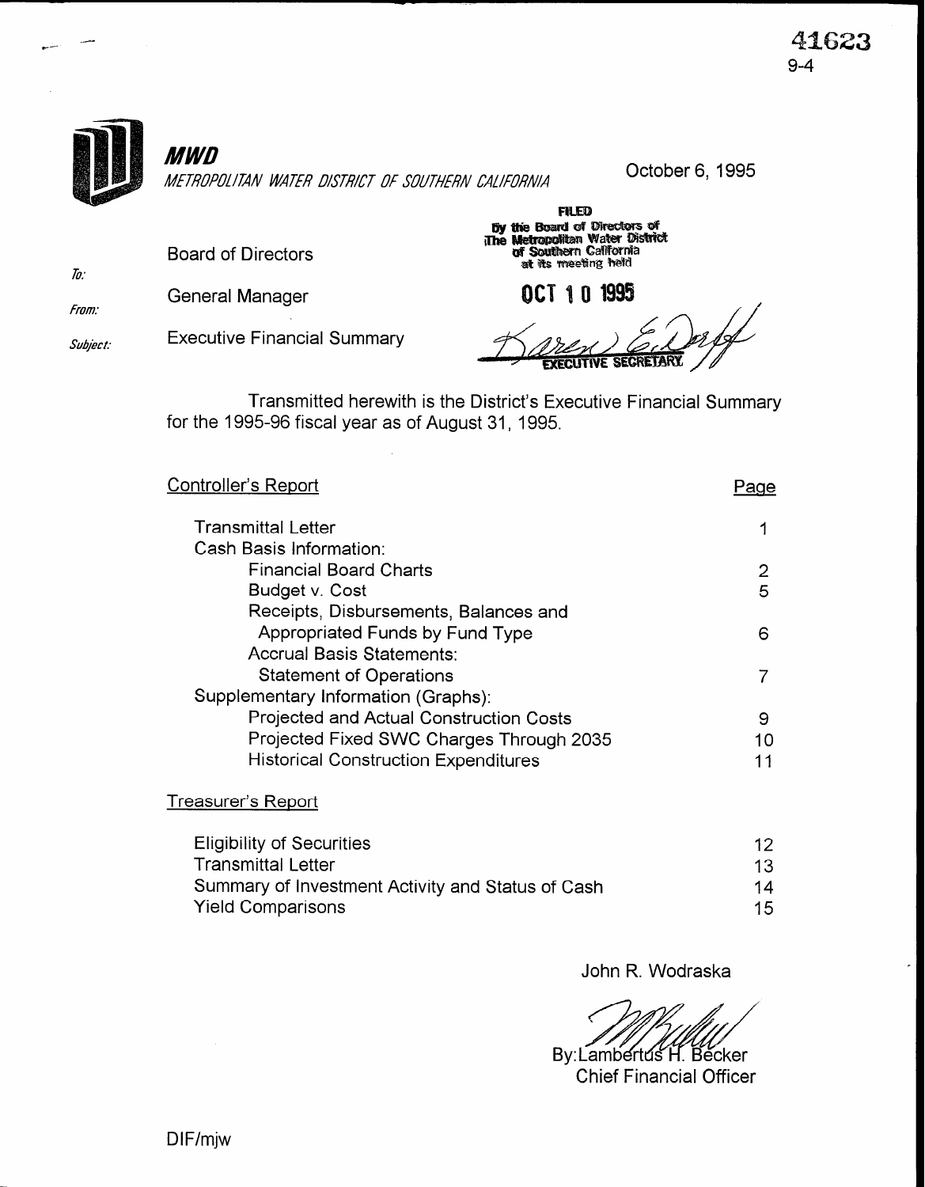41623
9-4

**MWD**

*METROPOLITAN WATER DISTRICT OF SOUTHERN CALIFORNIA*

October 6, 1995

FILED
By the Board of Directors of
The Metropolitan Water District
of Southern California
at its meeting held

OCT 10 1995

EXECUTIVE SECRETARY

*To:* Board of Directors

*From:* General Manager

*Subject:* Executive Financial Summary

Transmitted herewith is the District's Executive Financial Summary for the 1995-96 fiscal year as of August 31, 1995.

| Controller's Report | Page |
|---|---|
| Transmittal Letter | 1 |
| Cash Basis Information: | |
| Financial Board Charts | 2 |
| Budget v. Cost | 5 |
| Receipts, Disbursements, Balances and Appropriated Funds by Fund Type | 6 |
| Accrual Basis Statements: | |
| Statement of Operations | 7 |
| Supplementary Information (Graphs): | |
| Projected and Actual Construction Costs | 9 |
| Projected Fixed SWC Charges Through 2035 | 10 |
| Historical Construction Expenditures | 11 |

| Treasurer's Report | |
|---|---|
| Eligibility of Securities | 12 |
| Transmittal Letter | 13 |
| Summary of Investment Activity and Status of Cash | 14 |
| Yield Comparisons | 15 |

John R. Wodraska

By: Lambertus H. Becker
Chief Financial Officer

DIF/mjw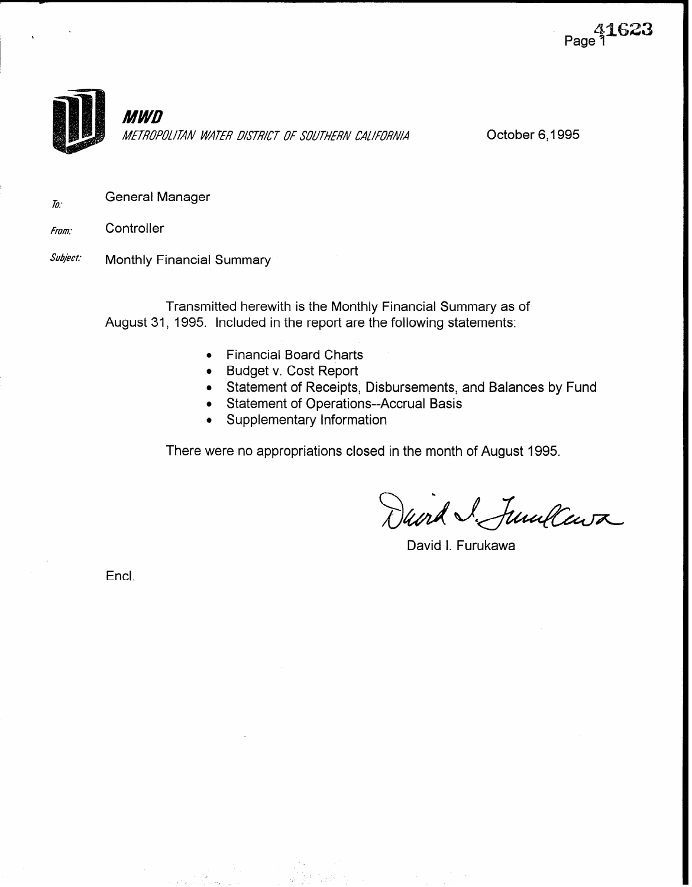**MWD**

*METROPOLITAN WATER DISTRICT OF SOUTHERN CALIFORNIA*

October 6,1995

*To:* General Manager

*From:* Controller

*Subject:* Monthly Financial Summary

Transmitted herewith is the Monthly Financial Summary as of August 31, 1995. Included in the report are the following statements:

- Financial Board Charts
- Budget v. Cost Report
- Statement of Receipts, Disbursements, and Balances by Fund
- Statement of Operations--Accrual Basis
- Supplementary Information

There were no appropriations closed in the month of August 1995.

David I. Furukawa

Encl.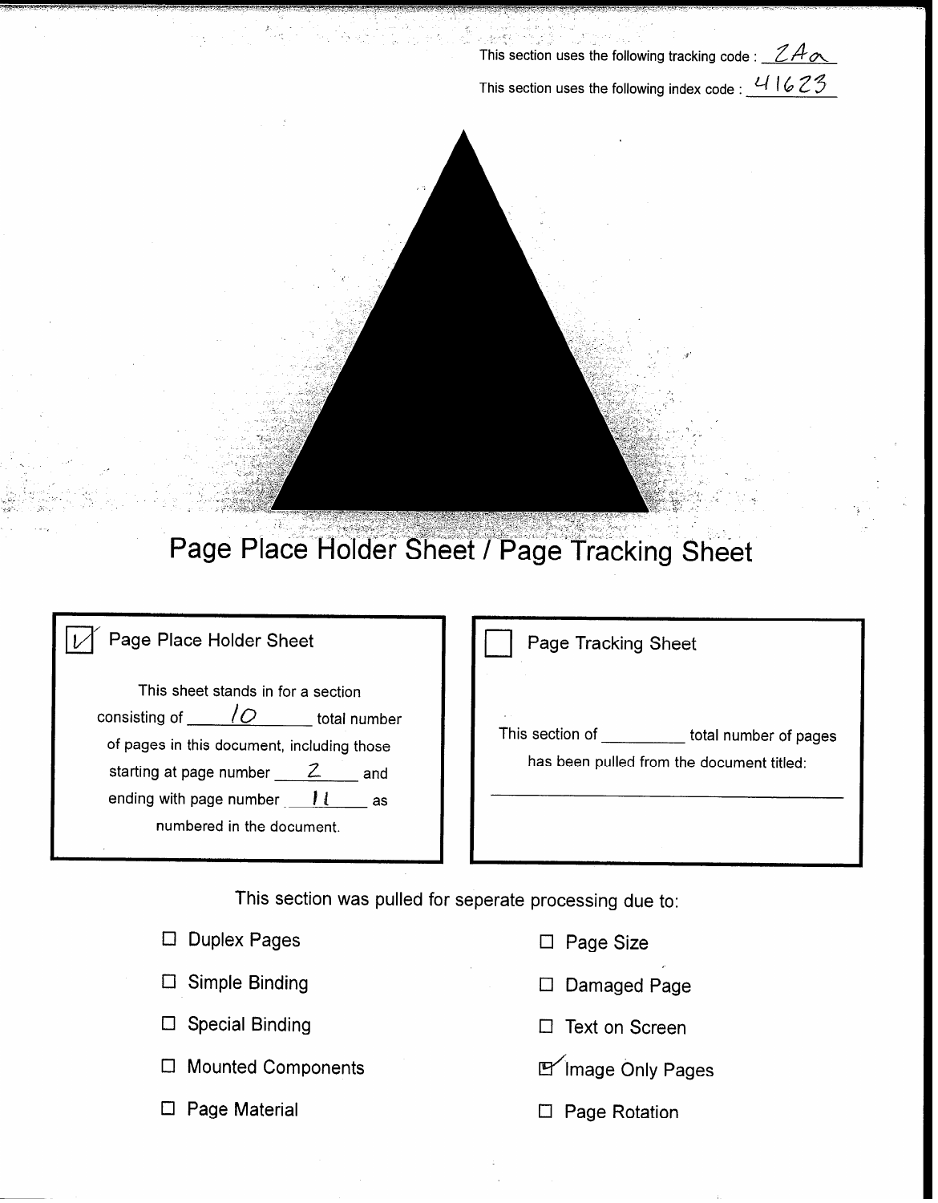This section uses the following tracking code : 2Aa

This section uses the following index code : 41623

# Page Place Holder Sheet / Page Tracking Sheet

☑ **Page Place Holder Sheet**

This sheet stands in for a section consisting of 10 total number of pages in this document, including those starting at page number 2 and ending with page number 11 as numbered in the document.

☐ **Page Tracking Sheet**

This section of ________ total number of pages has been pulled from the document titled:

________________________________

This section was pulled for seperate processing due to:

- ☐ Duplex Pages
- ☐ Simple Binding
- ☐ Special Binding
- ☐ Mounted Components
- ☐ Page Material
- ☐ Page Size
- ☐ Damaged Page
- ☐ Text on Screen
- ☑ Image Only Pages
- ☐ Page Rotation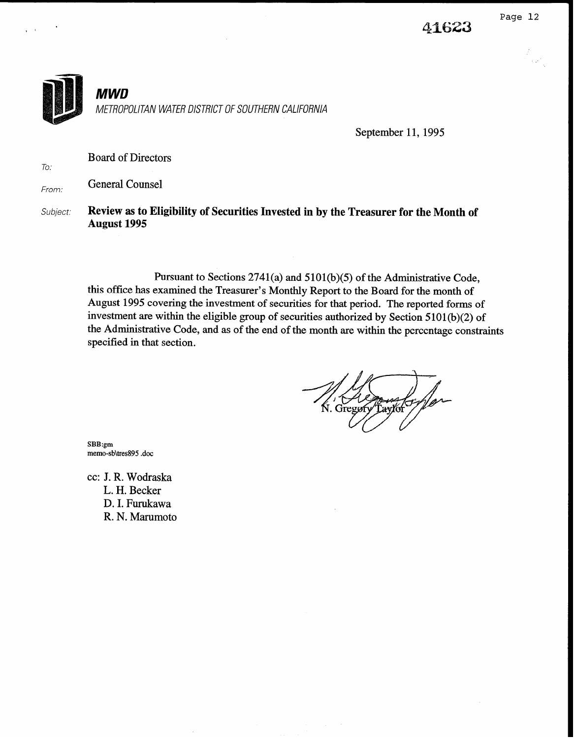41623

**MWD**

*METROPOLITAN WATER DISTRICT OF SOUTHERN CALIFORNIA*

September 11, 1995

*To:* Board of Directors

*From:* General Counsel

*Subject:* **Review as to Eligibility of Securities Invested in by the Treasurer for the Month of August 1995**

Pursuant to Sections 2741(a) and 5101(b)(5) of the Administrative Code, this office has examined the Treasurer's Monthly Report to the Board for the month of August 1995 covering the investment of securities for that period. The reported forms of investment are within the eligible group of securities authorized by Section 5101(b)(2) of the Administrative Code, and as of the end of the month are within the percentage constraints specified in that section.

N. Gregory Taylor

SBB:gm
memo-sb\tres895.doc

cc: J. R. Wodraska
L. H. Becker
D. I. Furukawa
R. N. Marumoto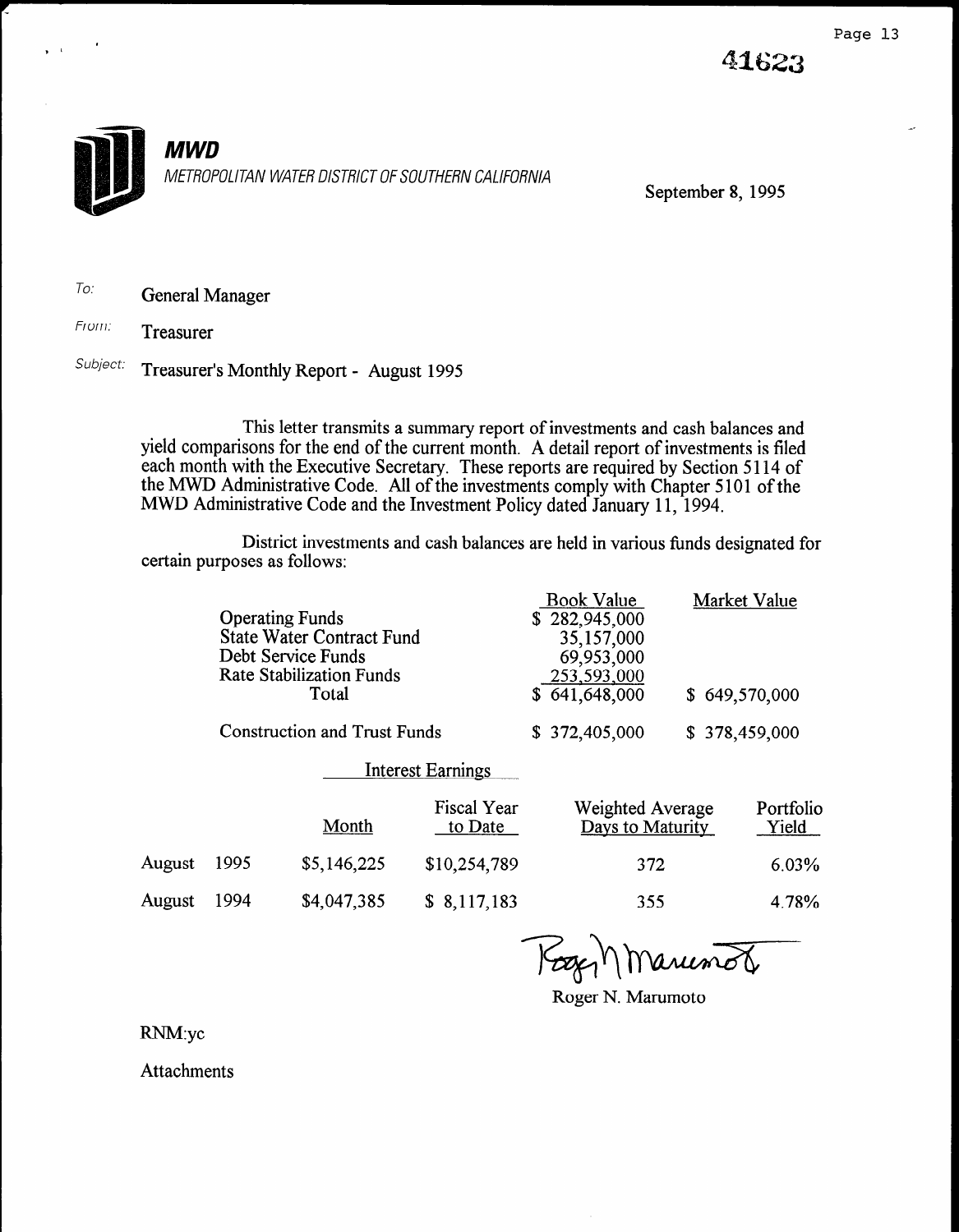41623

**MWD**

*METROPOLITAN WATER DISTRICT OF SOUTHERN CALIFORNIA*

September 8, 1995

To: General Manager

From: Treasurer

Subject: Treasurer's Monthly Report - August 1995

This letter transmits a summary report of investments and cash balances and yield comparisons for the end of the current month. A detail report of investments is filed each month with the Executive Secretary. These reports are required by Section 5114 of the MWD Administrative Code. All of the investments comply with Chapter 5101 of the MWD Administrative Code and the Investment Policy dated January 11, 1994.

District investments and cash balances are held in various funds designated for certain purposes as follows:

| | Book Value | Market Value |
|---|---|---|
| Operating Funds | $ 282,945,000 | |
| State Water Contract Fund | 35,157,000 | |
| Debt Service Funds | 69,953,000 | |
| Rate Stabilization Funds | 253,593,000 | |
| Total | $ 641,648,000 | $ 649,570,000 |
| Construction and Trust Funds | $ 372,405,000 | $ 378,459,000 |

| | Interest Earnings | | | |
|---|---|---|---|---|
| | Month | Fiscal Year to Date | Weighted Average Days to Maturity | Portfolio Yield |
| August 1995 | $5,146,225 | $10,254,789 | 372 | 6.03% |
| August 1994 | $4,047,385 | $ 8,117,183 | 355 | 4.78% |

Roger N. Marumoto

RNM:yc

Attachments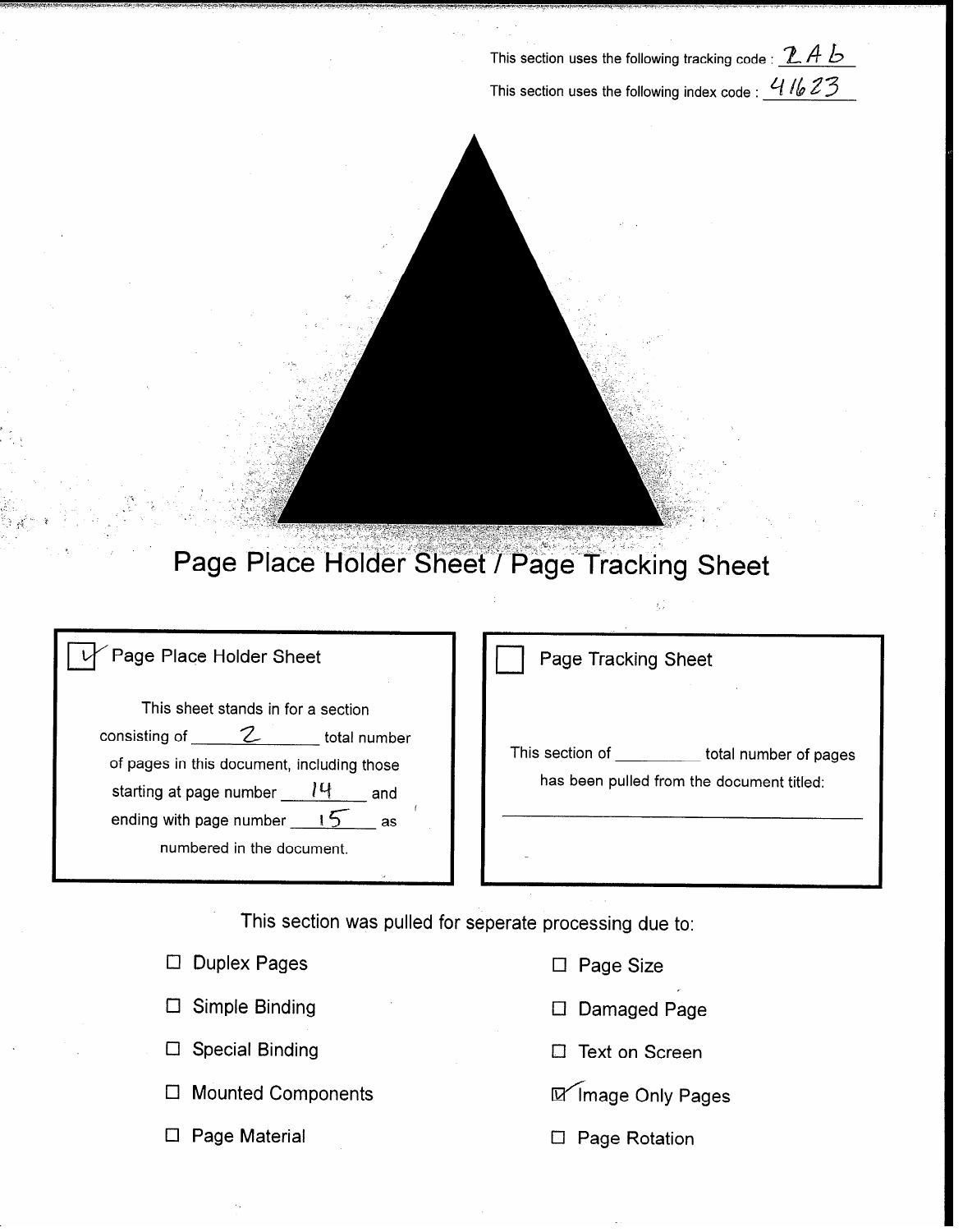This section uses the following tracking code : 2Ab

This section uses the following index code : 41623

# Page Place Holder Sheet / Page Tracking Sheet

[✓] Page Place Holder Sheet

This sheet stands in for a section consisting of 2 total number of pages in this document, including those starting at page number 14 and ending with page number 15 as numbered in the document.

[ ] Page Tracking Sheet

This section of ______ total number of pages has been pulled from the document titled:

______________________________

This section was pulled for seperate processing due to:

- [ ] Duplex Pages
- [ ] Simple Binding
- [ ] Special Binding
- [ ] Mounted Components
- [ ] Page Material
- [ ] Page Size
- [ ] Damaged Page
- [ ] Text on Screen
- [x] Image Only Pages
- [ ] Page Rotation